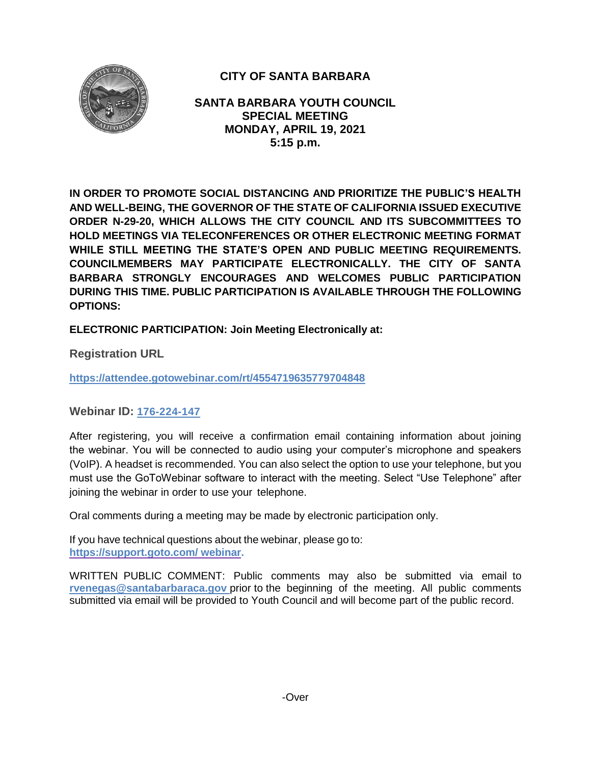# CITY OF SANTA BARBARA

## SANTA BARBARA YOUTH COUNCIL
## SPECIAL MEETING
## MONDAY, APRIL 19, 2021
## 5:15 p.m.

**IN ORDER TO PROMOTE SOCIAL DISTANCING AND PRIORITIZE THE PUBLIC'S HEALTH AND WELL-BEING, THE GOVERNOR OF THE STATE OF CALIFORNIA ISSUED EXECUTIVE ORDER N-29-20, WHICH ALLOWS THE CITY COUNCIL AND ITS SUBCOMMITTEES TO HOLD MEETINGS VIA TELECONFERENCES OR OTHER ELECTRONIC MEETING FORMAT WHILE STILL MEETING THE STATE'S OPEN AND PUBLIC MEETING REQUIREMENTS. COUNCILMEMBERS MAY PARTICIPATE ELECTRONICALLY. THE CITY OF SANTA BARBARA STRONGLY ENCOURAGES AND WELCOMES PUBLIC PARTICIPATION DURING THIS TIME. PUBLIC PARTICIPATION IS AVAILABLE THROUGH THE FOLLOWING OPTIONS:**

**ELECTRONIC PARTICIPATION: Join Meeting Electronically at:**

**Registration URL**

**https://attendee.gotowebinar.com/rt/4554719635779704848**

**Webinar ID: 176-224-147**

After registering, you will receive a confirmation email containing information about joining the webinar. You will be connected to audio using your computer's microphone and speakers (VoIP). A headset is recommended. You can also select the option to use your telephone, but you must use the GoToWebinar software to interact with the meeting. Select "Use Telephone" after joining the webinar in order to use your telephone.

Oral comments during a meeting may be made by electronic participation only.

If you have technical questions about the webinar, please go to: **https://support.goto.com/ webinar.**

WRITTEN PUBLIC COMMENT: Public comments may also be submitted via email to **rvenegas@santabarbaraca.gov** prior to the beginning of the meeting. All public comments submitted via email will be provided to Youth Council and will become part of the public record.

-Over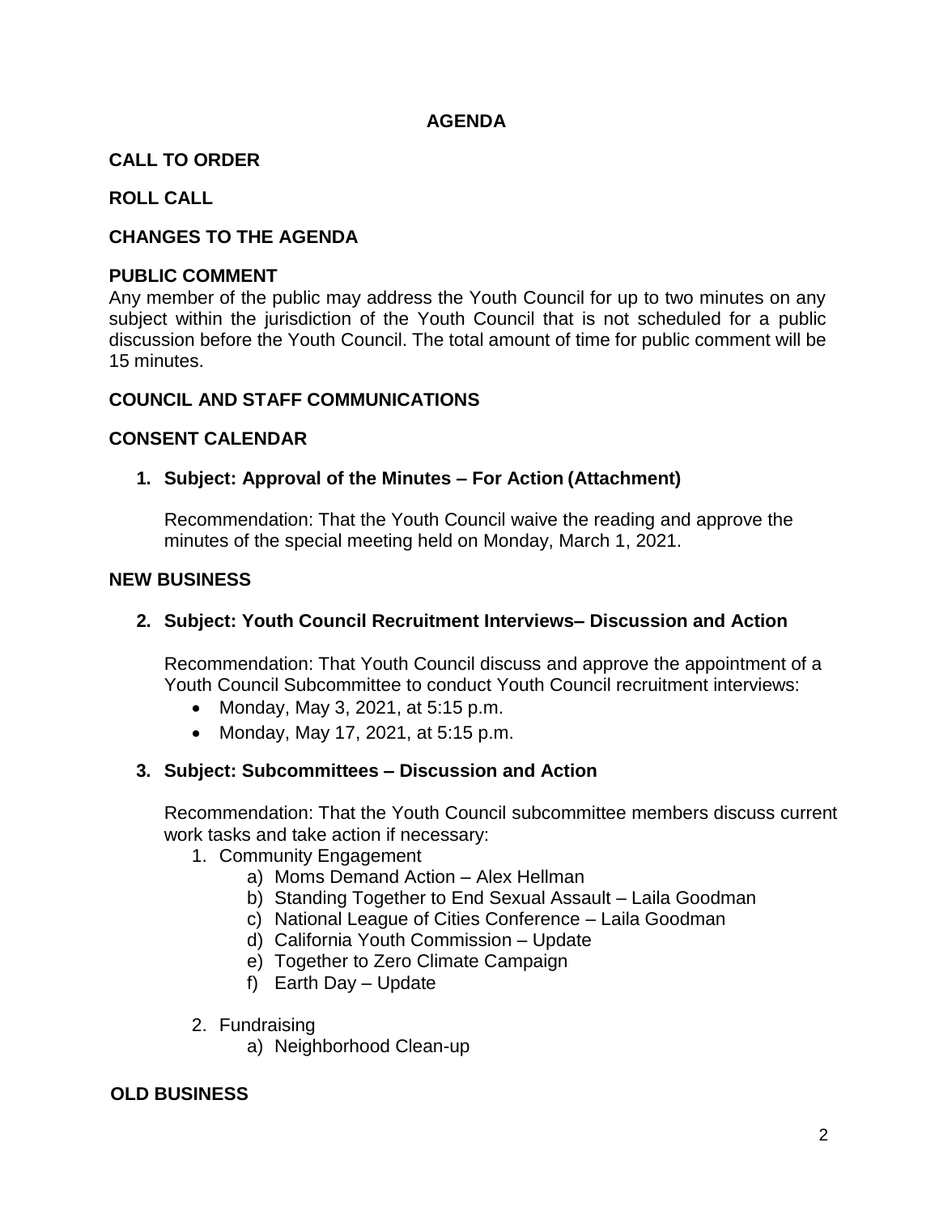# AGENDA

## CALL TO ORDER

## ROLL CALL

## CHANGES TO THE AGENDA

## PUBLIC COMMENT

Any member of the public may address the Youth Council for up to two minutes on any subject within the jurisdiction of the Youth Council that is not scheduled for a public discussion before the Youth Council. The total amount of time for public comment will be 15 minutes.

## COUNCIL AND STAFF COMMUNICATIONS

## CONSENT CALENDAR

**1. Subject: Approval of the Minutes – For Action (Attachment)**

Recommendation: That the Youth Council waive the reading and approve the minutes of the special meeting held on Monday, March 1, 2021.

## NEW BUSINESS

**2. Subject: Youth Council Recruitment Interviews– Discussion and Action**

Recommendation: That Youth Council discuss and approve the appointment of a Youth Council Subcommittee to conduct Youth Council recruitment interviews:

- Monday, May 3, 2021, at 5:15 p.m.
- Monday, May 17, 2021, at 5:15 p.m.

**3. Subject: Subcommittees – Discussion and Action**

Recommendation: That the Youth Council subcommittee members discuss current work tasks and take action if necessary:

1. Community Engagement
   a) Moms Demand Action – Alex Hellman
   b) Standing Together to End Sexual Assault – Laila Goodman
   c) National League of Cities Conference – Laila Goodman
   d) California Youth Commission – Update
   e) Together to Zero Climate Campaign
   f) Earth Day – Update

2. Fundraising
   a) Neighborhood Clean-up

## OLD BUSINESS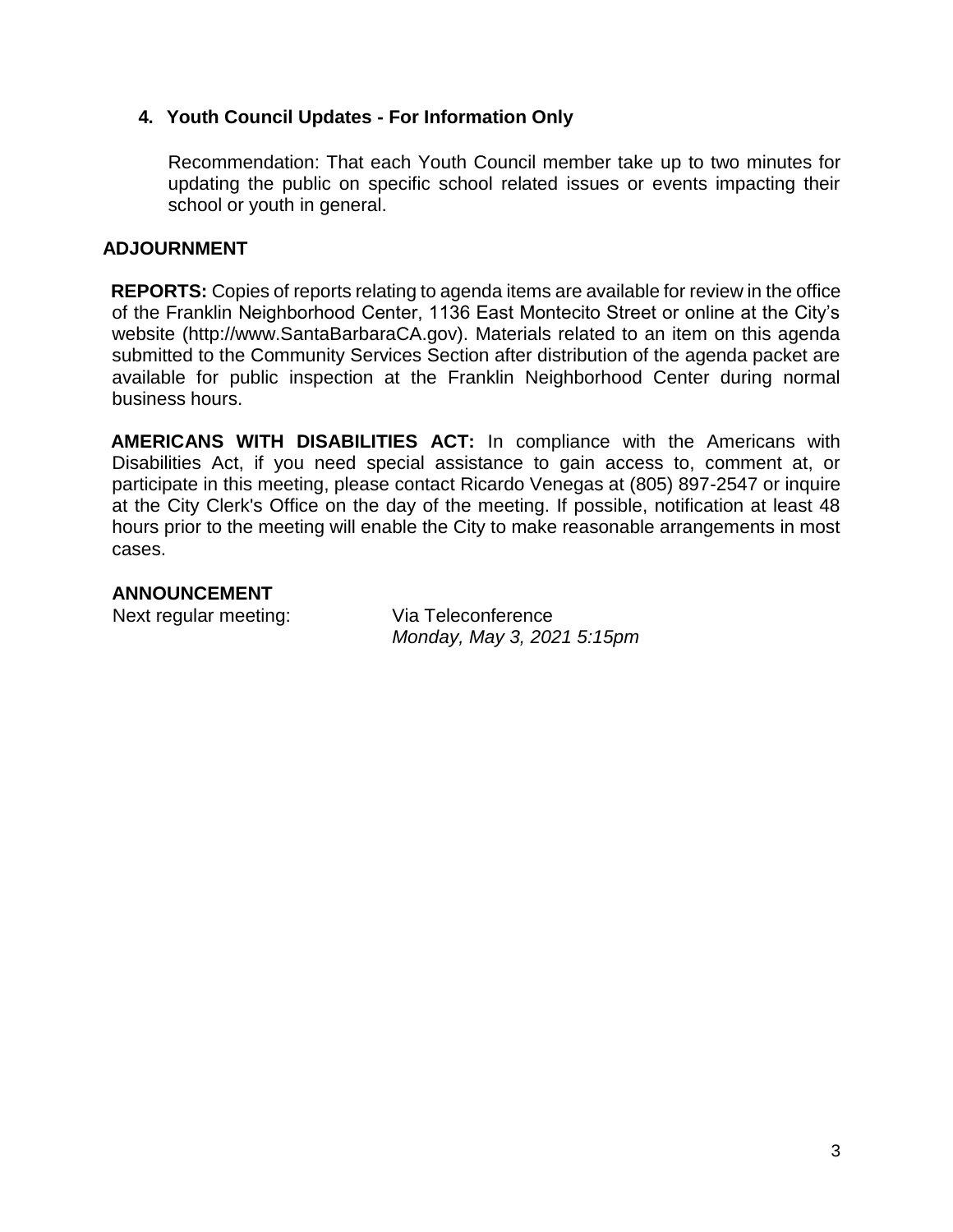### 4. Youth Council Updates - For Information Only

Recommendation: That each Youth Council member take up to two minutes for updating the public on specific school related issues or events impacting their school or youth in general.

## ADJOURNMENT

**REPORTS:** Copies of reports relating to agenda items are available for review in the office of the Franklin Neighborhood Center, 1136 East Montecito Street or online at the City's website (http://www.SantaBarbaraCA.gov). Materials related to an item on this agenda submitted to the Community Services Section after distribution of the agenda packet are available for public inspection at the Franklin Neighborhood Center during normal business hours.

**AMERICANS WITH DISABILITIES ACT:** In compliance with the Americans with Disabilities Act, if you need special assistance to gain access to, comment at, or participate in this meeting, please contact Ricardo Venegas at (805) 897-2547 or inquire at the City Clerk's Office on the day of the meeting. If possible, notification at least 48 hours prior to the meeting will enable the City to make reasonable arrangements in most cases.

**ANNOUNCEMENT**

Next regular meeting: Via Teleconference
*Monday, May 3, 2021 5:15pm*